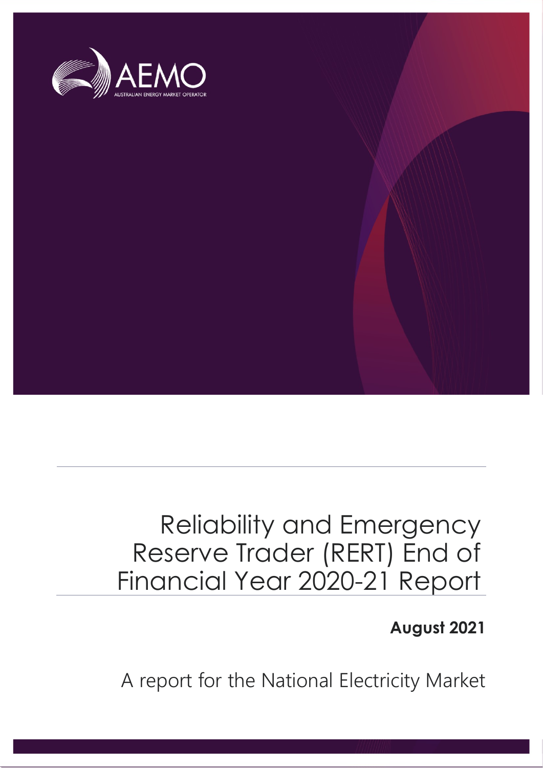AEMO

AUSTRALIAN ENERGY MARKET OPERATOR

# Reliability and Emergency Reserve Trader (RERT) End of Financial Year 2020-21 Report

**August 2021**

A report for the National Electricity Market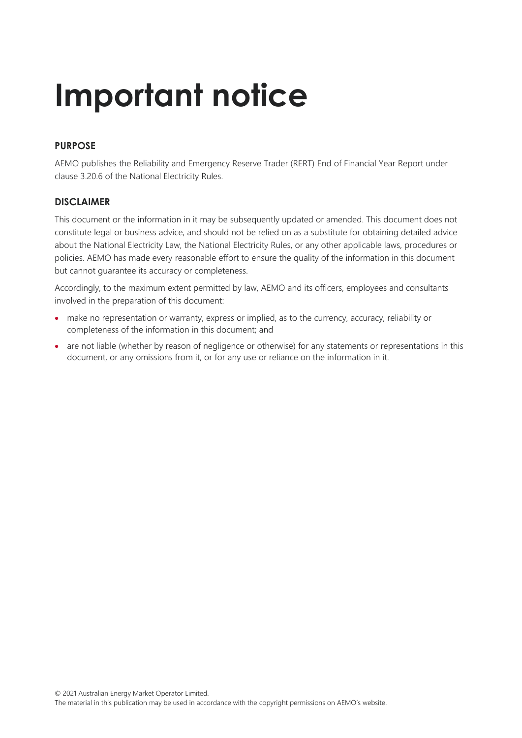# Important notice

### PURPOSE

AEMO publishes the Reliability and Emergency Reserve Trader (RERT) End of Financial Year Report under clause 3.20.6 of the National Electricity Rules.

### DISCLAIMER

This document or the information in it may be subsequently updated or amended. This document does not constitute legal or business advice, and should not be relied on as a substitute for obtaining detailed advice about the National Electricity Law, the National Electricity Rules, or any other applicable laws, procedures or policies. AEMO has made every reasonable effort to ensure the quality of the information in this document but cannot guarantee its accuracy or completeness.

Accordingly, to the maximum extent permitted by law, AEMO and its officers, employees and consultants involved in the preparation of this document:

- make no representation or warranty, express or implied, as to the currency, accuracy, reliability or completeness of the information in this document; and
- are not liable (whether by reason of negligence or otherwise) for any statements or representations in this document, or any omissions from it, or for any use or reliance on the information in it.

© 2021 Australian Energy Market Operator Limited.
The material in this publication may be used in accordance with the copyright permissions on AEMO's website.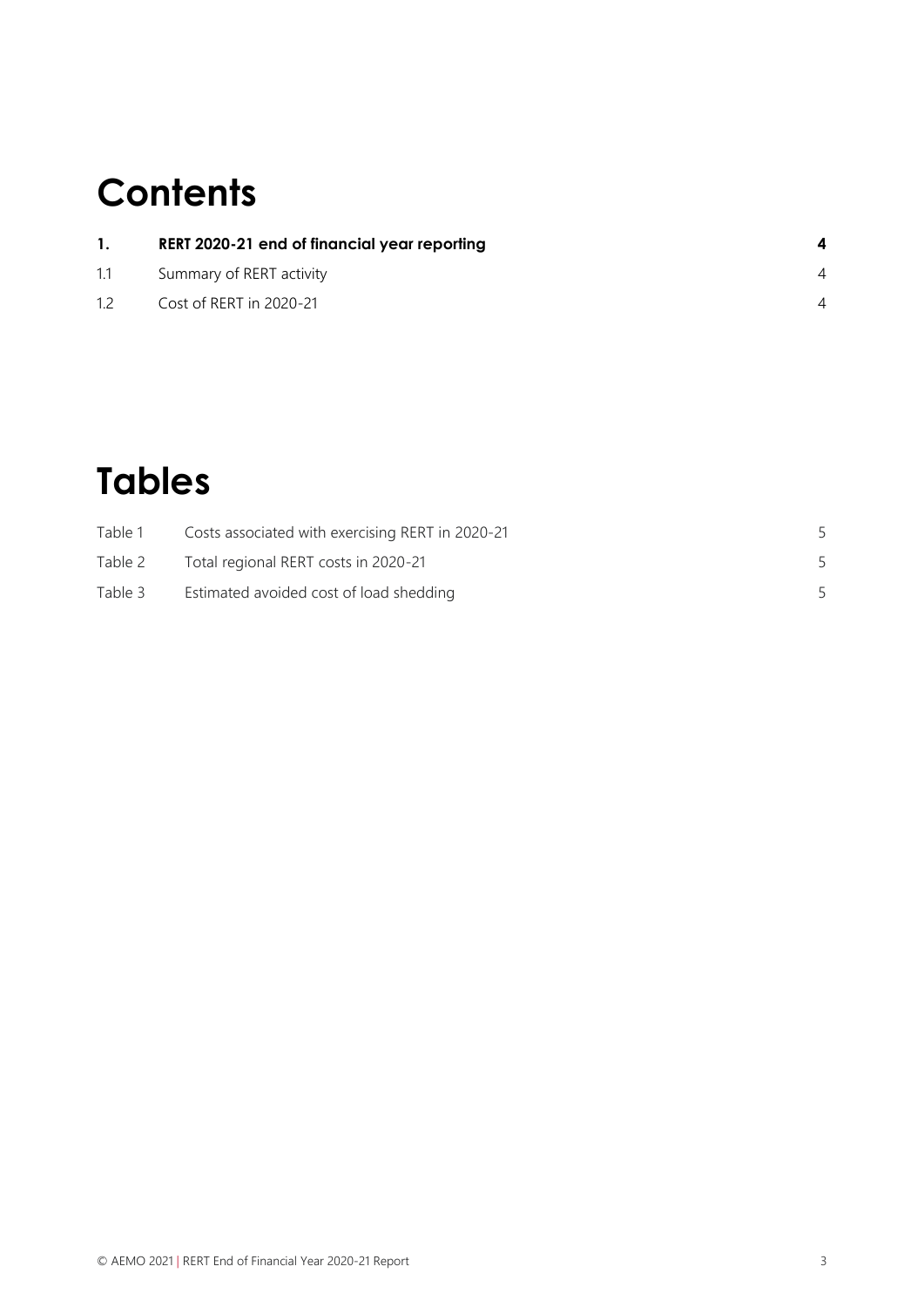# Contents

| | | |
|---|---|---|
| **1.** | **RERT 2020-21 end of financial year reporting** | **4** |
| 1.1 | Summary of RERT activity | 4 |
| 1.2 | Cost of RERT in 2020-21 | 4 |

# Tables

| | | |
|---|---|---|
| Table 1 | Costs associated with exercising RERT in 2020-21 | 5 |
| Table 2 | Total regional RERT costs in 2020-21 | 5 |
| Table 3 | Estimated avoided cost of load shedding | 5 |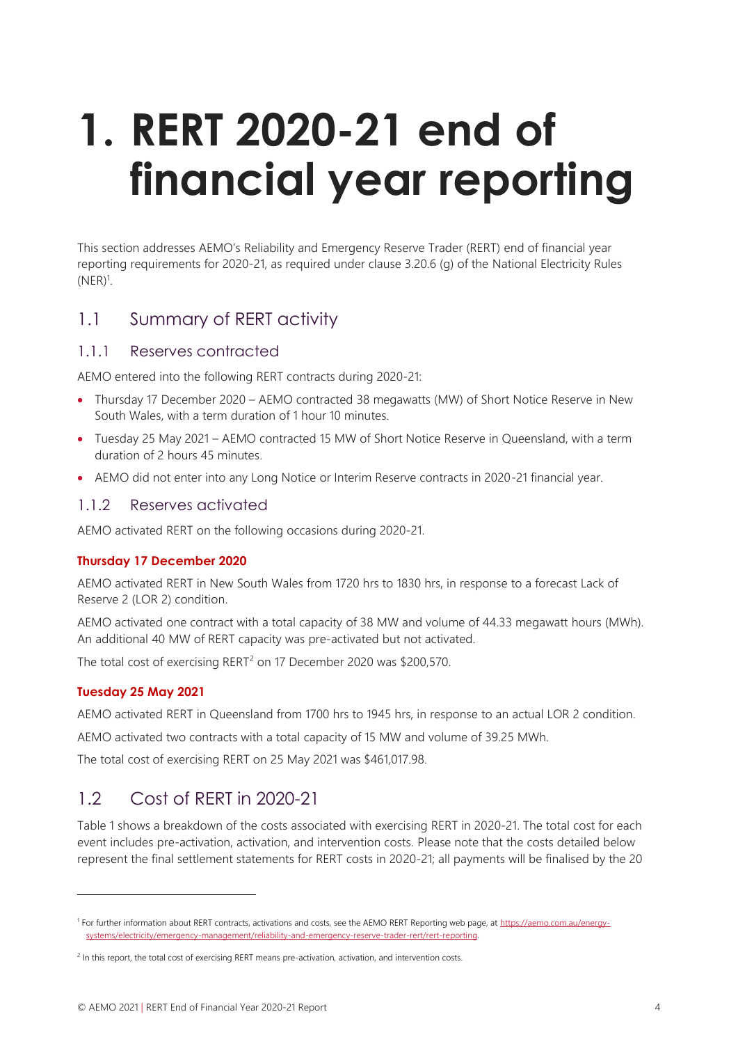# 1. RERT 2020-21 end of financial year reporting

This section addresses AEMO's Reliability and Emergency Reserve Trader (RERT) end of financial year reporting requirements for 2020-21, as required under clause 3.20.6 (g) of the National Electricity Rules (NER)[1].

## 1.1 Summary of RERT activity

### 1.1.1 Reserves contracted

AEMO entered into the following RERT contracts during 2020-21:

- Thursday 17 December 2020 – AEMO contracted 38 megawatts (MW) of Short Notice Reserve in New South Wales, with a term duration of 1 hour 10 minutes.
- Tuesday 25 May 2021 – AEMO contracted 15 MW of Short Notice Reserve in Queensland, with a term duration of 2 hours 45 minutes.
- AEMO did not enter into any Long Notice or Interim Reserve contracts in 2020-21 financial year.

### 1.1.2 Reserves activated

AEMO activated RERT on the following occasions during 2020-21.

**Thursday 17 December 2020**

AEMO activated RERT in New South Wales from 1720 hrs to 1830 hrs, in response to a forecast Lack of Reserve 2 (LOR 2) condition.

AEMO activated one contract with a total capacity of 38 MW and volume of 44.33 megawatt hours (MWh). An additional 40 MW of RERT capacity was pre-activated but not activated.

The total cost of exercising RERT[2] on 17 December 2020 was $200,570.

**Tuesday 25 May 2021**

AEMO activated RERT in Queensland from 1700 hrs to 1945 hrs, in response to an actual LOR 2 condition.

AEMO activated two contracts with a total capacity of 15 MW and volume of 39.25 MWh.

The total cost of exercising RERT on 25 May 2021 was $461,017.98.

## 1.2 Cost of RERT in 2020-21

Table 1 shows a breakdown of the costs associated with exercising RERT in 2020-21. The total cost for each event includes pre-activation, activation, and intervention costs. Please note that the costs detailed below represent the final settlement statements for RERT costs in 2020-21; all payments will be finalised by the 20

---

[1] For further information about RERT contracts, activations and costs, see the AEMO RERT Reporting web page, at https://aemo.com.au/energy-systems/electricity/emergency-management/reliability-and-emergency-reserve-trader-rert/rert-reporting.

[2] In this report, the total cost of exercising RERT means pre-activation, activation, and intervention costs.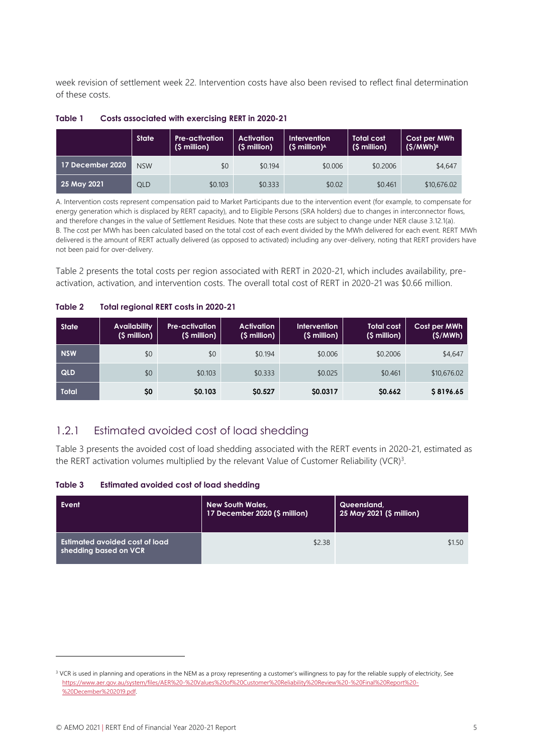week revision of settlement week 22. Intervention costs have also been revised to reflect final determination of these costs.

**Table 1 Costs associated with exercising RERT in 2020-21**

| | State | Pre-activation ($ million) | Activation ($ million) | Intervention ($ million)[A] | Total cost ($ million) | Cost per MWh ($/MWh)[B] |
|---|---|---|---|---|---|---|
| **17 December 2020** | NSW | $0 | $0.194 | $0.006 | $0.2006 | $4,647 |
| **25 May 2021** | QLD | $0.103 | $0.333 | $0.02 | $0.461 | $10,676.02 |

A. Intervention costs represent compensation paid to Market Participants due to the intervention event (for example, to compensate for energy generation which is displaced by RERT capacity), and to Eligible Persons (SRA holders) due to changes in interconnector flows, and therefore changes in the value of Settlement Residues. Note that these costs are subject to change under NER clause 3.12.1(a).
B. The cost per MWh has been calculated based on the total cost of each event divided by the MWh delivered for each event. RERT MWh delivered is the amount of RERT actually delivered (as opposed to activated) including any over-delivery, noting that RERT providers have not been paid for over-delivery.

Table 2 presents the total costs per region associated with RERT in 2020-21, which includes availability, pre-activation, activation, and intervention costs. The overall total cost of RERT in 2020-21 was $0.66 million.

**Table 2 Total regional RERT costs in 2020-21**

| State | Availability ($ million) | Pre-activation ($ million) | Activation ($ million) | Intervention ($ million) | Total cost ($ million) | Cost per MWh ($/MWh) |
|---|---|---|---|---|---|---|
| **NSW** | $0 | $0 | $0.194 | $0.006 | $0.2006 | $4,647 |
| **QLD** | $0 | $0.103 | $0.333 | $0.025 | $0.461 | $10,676.02 |
| **Total** | **$0** | **$0.103** | **$0.527** | **$0.0317** | **$0.662** | **$ 8196.65** |

### 1.2.1 Estimated avoided cost of load shedding

Table 3 presents the avoided cost of load shedding associated with the RERT events in 2020-21, estimated as the RERT activation volumes multiplied by the relevant Value of Customer Reliability (VCR)[3].

**Table 3 Estimated avoided cost of load shedding**

| Event | New South Wales, 17 December 2020 ($ million) | Queensland, 25 May 2021 ($ million) |
|---|---|---|
| **Estimated avoided cost of load shedding based on VCR** | $2.38 | $1.50 |

[3] VCR is used in planning and operations in the NEM as a proxy representing a customer's willingness to pay for the reliable supply of electricity, See https://www.aer.gov.au/system/files/AER%20-%20Values%20of%20Customer%20Reliability%20Review%20-%20Final%20Report%20-%20December%202019.pdf.